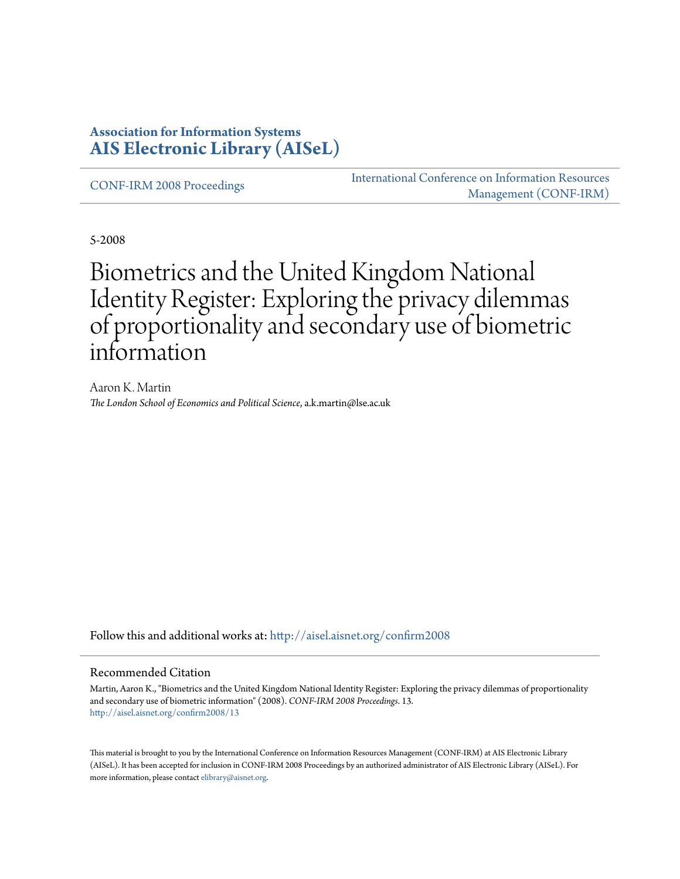**Association for Information Systems**
**AIS Electronic Library (AISeL)**

CONF-IRM 2008 Proceedings

International Conference on Information Resources Management (CONF-IRM)

5-2008

# Biometrics and the United Kingdom National Identity Register: Exploring the privacy dilemmas of proportionality and secondary use of biometric information

Aaron K. Martin
*The London School of Economics and Political Science*, a.k.martin@lse.ac.uk

Follow this and additional works at: http://aisel.aisnet.org/confirm2008

## Recommended Citation

Martin, Aaron K., "Biometrics and the United Kingdom National Identity Register: Exploring the privacy dilemmas of proportionality and secondary use of biometric information" (2008). *CONF-IRM 2008 Proceedings*. 13.
http://aisel.aisnet.org/confirm2008/13

This material is brought to you by the International Conference on Information Resources Management (CONF-IRM) at AIS Electronic Library (AISeL). It has been accepted for inclusion in CONF-IRM 2008 Proceedings by an authorized administrator of AIS Electronic Library (AISeL). For more information, please contact elibrary@aisnet.org.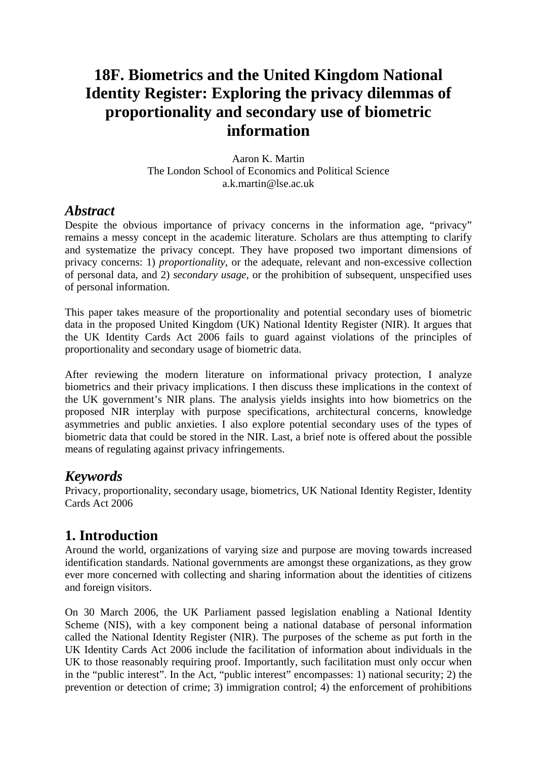# 18F. Biometrics and the United Kingdom National Identity Register: Exploring the privacy dilemmas of proportionality and secondary use of biometric information

Aaron K. Martin
The London School of Economics and Political Science
a.k.martin@lse.ac.uk

## *Abstract*

Despite the obvious importance of privacy concerns in the information age, "privacy" remains a messy concept in the academic literature. Scholars are thus attempting to clarify and systematize the privacy concept. They have proposed two important dimensions of privacy concerns: 1) *proportionality*, or the adequate, relevant and non-excessive collection of personal data, and 2) *secondary usage*, or the prohibition of subsequent, unspecified uses of personal information.

This paper takes measure of the proportionality and potential secondary uses of biometric data in the proposed United Kingdom (UK) National Identity Register (NIR). It argues that the UK Identity Cards Act 2006 fails to guard against violations of the principles of proportionality and secondary usage of biometric data.

After reviewing the modern literature on informational privacy protection, I analyze biometrics and their privacy implications. I then discuss these implications in the context of the UK government's NIR plans. The analysis yields insights into how biometrics on the proposed NIR interplay with purpose specifications, architectural concerns, knowledge asymmetries and public anxieties. I also explore potential secondary uses of the types of biometric data that could be stored in the NIR. Last, a brief note is offered about the possible means of regulating against privacy infringements.

## *Keywords*

Privacy, proportionality, secondary usage, biometrics, UK National Identity Register, Identity Cards Act 2006

## 1. Introduction

Around the world, organizations of varying size and purpose are moving towards increased identification standards. National governments are amongst these organizations, as they grow ever more concerned with collecting and sharing information about the identities of citizens and foreign visitors.

On 30 March 2006, the UK Parliament passed legislation enabling a National Identity Scheme (NIS), with a key component being a national database of personal information called the National Identity Register (NIR). The purposes of the scheme as put forth in the UK Identity Cards Act 2006 include the facilitation of information about individuals in the UK to those reasonably requiring proof. Importantly, such facilitation must only occur when in the "public interest". In the Act, "public interest" encompasses: 1) national security; 2) the prevention or detection of crime; 3) immigration control; 4) the enforcement of prohibitions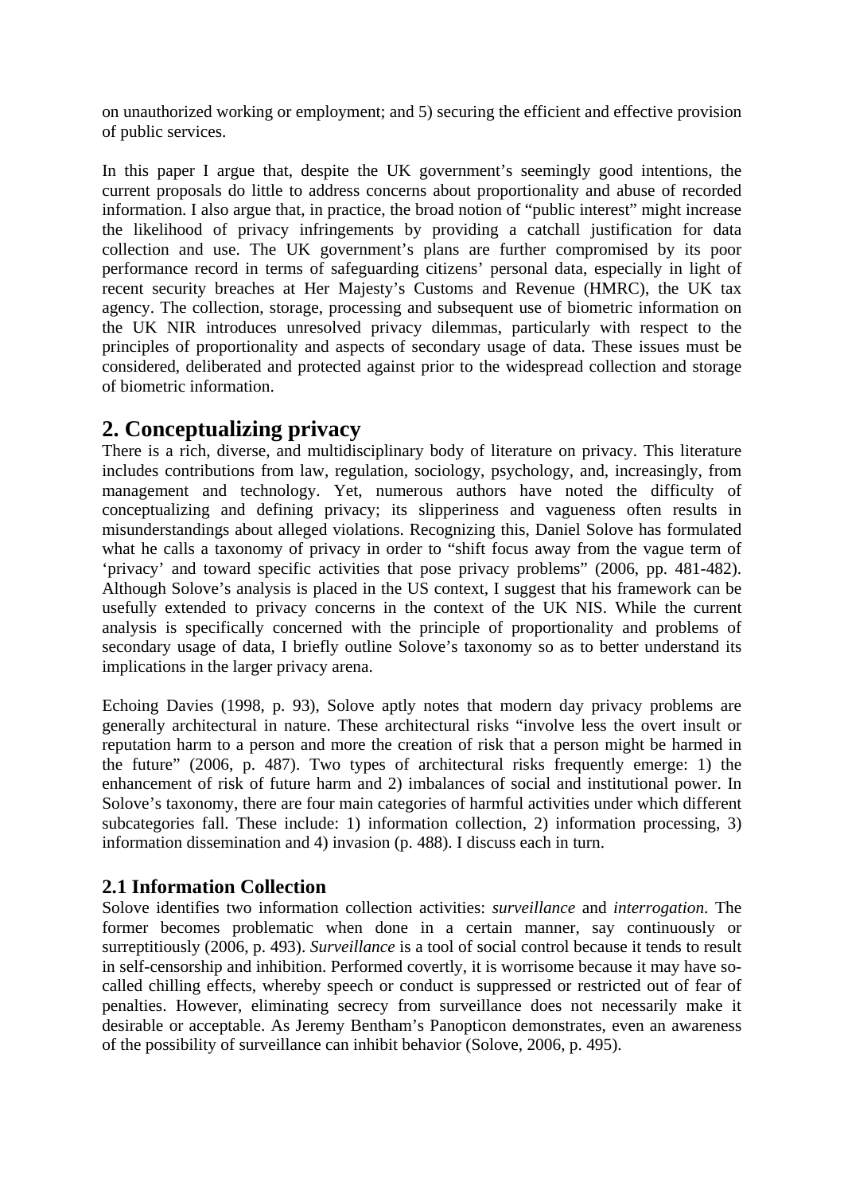on unauthorized working or employment; and 5) securing the efficient and effective provision of public services.

In this paper I argue that, despite the UK government's seemingly good intentions, the current proposals do little to address concerns about proportionality and abuse of recorded information. I also argue that, in practice, the broad notion of "public interest" might increase the likelihood of privacy infringements by providing a catchall justification for data collection and use. The UK government's plans are further compromised by its poor performance record in terms of safeguarding citizens' personal data, especially in light of recent security breaches at Her Majesty's Customs and Revenue (HMRC), the UK tax agency. The collection, storage, processing and subsequent use of biometric information on the UK NIR introduces unresolved privacy dilemmas, particularly with respect to the principles of proportionality and aspects of secondary usage of data. These issues must be considered, deliberated and protected against prior to the widespread collection and storage of biometric information.

## 2. Conceptualizing privacy

There is a rich, diverse, and multidisciplinary body of literature on privacy. This literature includes contributions from law, regulation, sociology, psychology, and, increasingly, from management and technology. Yet, numerous authors have noted the difficulty of conceptualizing and defining privacy; its slipperiness and vagueness often results in misunderstandings about alleged violations. Recognizing this, Daniel Solove has formulated what he calls a taxonomy of privacy in order to "shift focus away from the vague term of 'privacy' and toward specific activities that pose privacy problems" (2006, pp. 481-482). Although Solove's analysis is placed in the US context, I suggest that his framework can be usefully extended to privacy concerns in the context of the UK NIS. While the current analysis is specifically concerned with the principle of proportionality and problems of secondary usage of data, I briefly outline Solove's taxonomy so as to better understand its implications in the larger privacy arena.

Echoing Davies (1998, p. 93), Solove aptly notes that modern day privacy problems are generally architectural in nature. These architectural risks "involve less the overt insult or reputation harm to a person and more the creation of risk that a person might be harmed in the future" (2006, p. 487). Two types of architectural risks frequently emerge: 1) the enhancement of risk of future harm and 2) imbalances of social and institutional power. In Solove's taxonomy, there are four main categories of harmful activities under which different subcategories fall. These include: 1) information collection, 2) information processing, 3) information dissemination and 4) invasion (p. 488). I discuss each in turn.

### 2.1 Information Collection

Solove identifies two information collection activities: *surveillance* and *interrogation*. The former becomes problematic when done in a certain manner, say continuously or surreptitiously (2006, p. 493). *Surveillance* is a tool of social control because it tends to result in self-censorship and inhibition. Performed covertly, it is worrisome because it may have so-called chilling effects, whereby speech or conduct is suppressed or restricted out of fear of penalties. However, eliminating secrecy from surveillance does not necessarily make it desirable or acceptable. As Jeremy Bentham's Panopticon demonstrates, even an awareness of the possibility of surveillance can inhibit behavior (Solove, 2006, p. 495).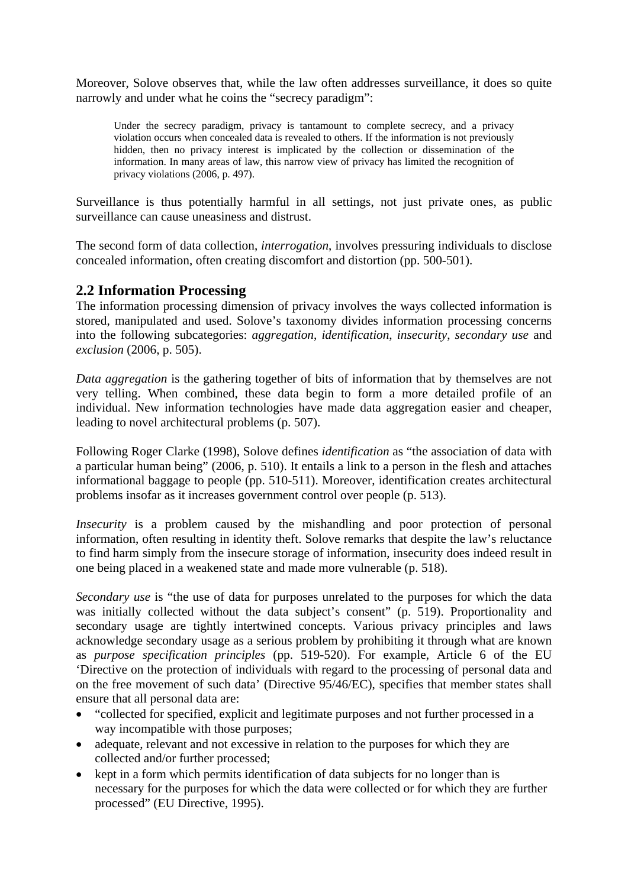Moreover, Solove observes that, while the law often addresses surveillance, it does so quite narrowly and under what he coins the "secrecy paradigm":

> Under the secrecy paradigm, privacy is tantamount to complete secrecy, and a privacy violation occurs when concealed data is revealed to others. If the information is not previously hidden, then no privacy interest is implicated by the collection or dissemination of the information. In many areas of law, this narrow view of privacy has limited the recognition of privacy violations (2006, p. 497).

Surveillance is thus potentially harmful in all settings, not just private ones, as public surveillance can cause uneasiness and distrust.

The second form of data collection, *interrogation*, involves pressuring individuals to disclose concealed information, often creating discomfort and distortion (pp. 500-501).

## 2.2 Information Processing

The information processing dimension of privacy involves the ways collected information is stored, manipulated and used. Solove's taxonomy divides information processing concerns into the following subcategories: *aggregation*, *identification*, *insecurity*, *secondary use* and *exclusion* (2006, p. 505).

*Data aggregation* is the gathering together of bits of information that by themselves are not very telling. When combined, these data begin to form a more detailed profile of an individual. New information technologies have made data aggregation easier and cheaper, leading to novel architectural problems (p. 507).

Following Roger Clarke (1998), Solove defines *identification* as "the association of data with a particular human being" (2006, p. 510). It entails a link to a person in the flesh and attaches informational baggage to people (pp. 510-511). Moreover, identification creates architectural problems insofar as it increases government control over people (p. 513).

*Insecurity* is a problem caused by the mishandling and poor protection of personal information, often resulting in identity theft. Solove remarks that despite the law's reluctance to find harm simply from the insecure storage of information, insecurity does indeed result in one being placed in a weakened state and made more vulnerable (p. 518).

*Secondary use* is "the use of data for purposes unrelated to the purposes for which the data was initially collected without the data subject's consent" (p. 519). Proportionality and secondary usage are tightly intertwined concepts. Various privacy principles and laws acknowledge secondary usage as a serious problem by prohibiting it through what are known as *purpose specification principles* (pp. 519-520). For example, Article 6 of the EU 'Directive on the protection of individuals with regard to the processing of personal data and on the free movement of such data' (Directive 95/46/EC), specifies that member states shall ensure that all personal data are:

- "collected for specified, explicit and legitimate purposes and not further processed in a way incompatible with those purposes;
- adequate, relevant and not excessive in relation to the purposes for which they are collected and/or further processed;
- kept in a form which permits identification of data subjects for no longer than is necessary for the purposes for which the data were collected or for which they are further processed" (EU Directive, 1995).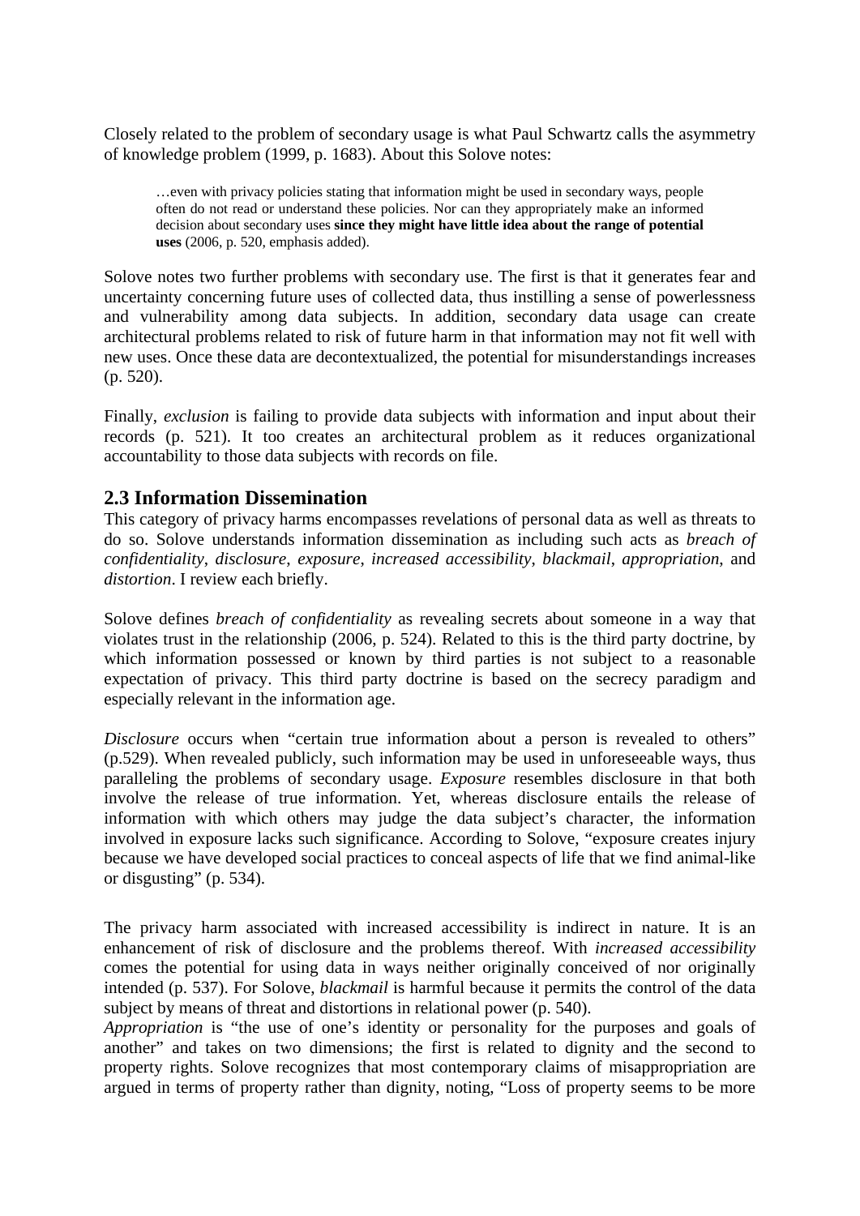Closely related to the problem of secondary usage is what Paul Schwartz calls the asymmetry of knowledge problem (1999, p. 1683). About this Solove notes:

> …even with privacy policies stating that information might be used in secondary ways, people often do not read or understand these policies. Nor can they appropriately make an informed decision about secondary uses **since they might have little idea about the range of potential uses** (2006, p. 520, emphasis added).

Solove notes two further problems with secondary use. The first is that it generates fear and uncertainty concerning future uses of collected data, thus instilling a sense of powerlessness and vulnerability among data subjects. In addition, secondary data usage can create architectural problems related to risk of future harm in that information may not fit well with new uses. Once these data are decontextualized, the potential for misunderstandings increases (p. 520).

Finally, *exclusion* is failing to provide data subjects with information and input about their records (p. 521). It too creates an architectural problem as it reduces organizational accountability to those data subjects with records on file.

## 2.3 Information Dissemination

This category of privacy harms encompasses revelations of personal data as well as threats to do so. Solove understands information dissemination as including such acts as *breach of confidentiality*, *disclosure*, *exposure*, *increased accessibility*, *blackmail*, *appropriation*, and *distortion*. I review each briefly.

Solove defines *breach of confidentiality* as revealing secrets about someone in a way that violates trust in the relationship (2006, p. 524). Related to this is the third party doctrine, by which information possessed or known by third parties is not subject to a reasonable expectation of privacy. This third party doctrine is based on the secrecy paradigm and especially relevant in the information age.

*Disclosure* occurs when "certain true information about a person is revealed to others" (p.529). When revealed publicly, such information may be used in unforeseeable ways, thus paralleling the problems of secondary usage. *Exposure* resembles disclosure in that both involve the release of true information. Yet, whereas disclosure entails the release of information with which others may judge the data subject's character, the information involved in exposure lacks such significance. According to Solove, "exposure creates injury because we have developed social practices to conceal aspects of life that we find animal-like or disgusting" (p. 534).

The privacy harm associated with increased accessibility is indirect in nature. It is an enhancement of risk of disclosure and the problems thereof. With *increased accessibility* comes the potential for using data in ways neither originally conceived of nor originally intended (p. 537). For Solove, *blackmail* is harmful because it permits the control of the data subject by means of threat and distortions in relational power (p. 540).

*Appropriation* is "the use of one's identity or personality for the purposes and goals of another" and takes on two dimensions; the first is related to dignity and the second to property rights. Solove recognizes that most contemporary claims of misappropriation are argued in terms of property rather than dignity, noting, "Loss of property seems to be more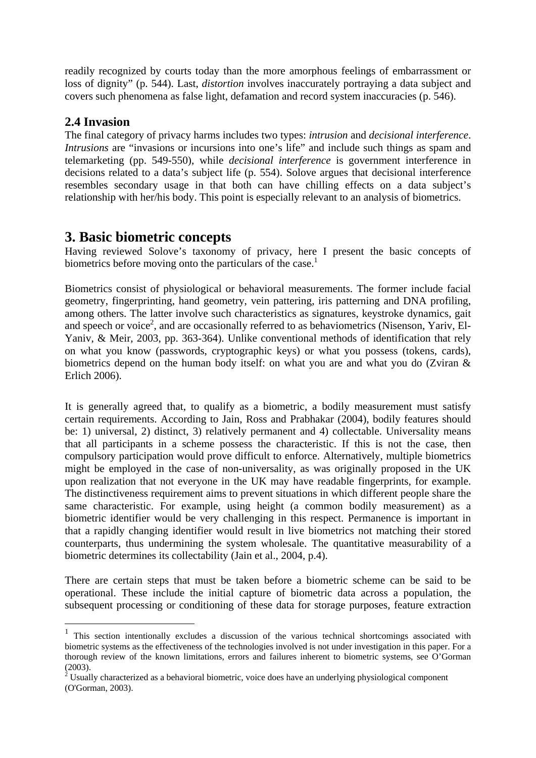readily recognized by courts today than the more amorphous feelings of embarrassment or loss of dignity" (p. 544). Last, *distortion* involves inaccurately portraying a data subject and covers such phenomena as false light, defamation and record system inaccuracies (p. 546).

### 2.4 Invasion

The final category of privacy harms includes two types: *intrusion* and *decisional interference*. *Intrusions* are "invasions or incursions into one's life" and include such things as spam and telemarketing (pp. 549-550), while *decisional interference* is government interference in decisions related to a data's subject life (p. 554). Solove argues that decisional interference resembles secondary usage in that both can have chilling effects on a data subject's relationship with her/his body. This point is especially relevant to an analysis of biometrics.

## 3. Basic biometric concepts

Having reviewed Solove's taxonomy of privacy, here I present the basic concepts of biometrics before moving onto the particulars of the case.[1]

Biometrics consist of physiological or behavioral measurements. The former include facial geometry, fingerprinting, hand geometry, vein pattering, iris patterning and DNA profiling, among others. The latter involve such characteristics as signatures, keystroke dynamics, gait and speech or voice[2], and are occasionally referred to as behaviometrics (Nisenson, Yariv, El-Yaniv, & Meir, 2003, pp. 363-364). Unlike conventional methods of identification that rely on what you know (passwords, cryptographic keys) or what you possess (tokens, cards), biometrics depend on the human body itself: on what you are and what you do (Zviran & Erlich 2006).

It is generally agreed that, to qualify as a biometric, a bodily measurement must satisfy certain requirements. According to Jain, Ross and Prabhakar (2004), bodily features should be: 1) universal, 2) distinct, 3) relatively permanent and 4) collectable. Universality means that all participants in a scheme possess the characteristic. If this is not the case, then compulsory participation would prove difficult to enforce. Alternatively, multiple biometrics might be employed in the case of non-universality, as was originally proposed in the UK upon realization that not everyone in the UK may have readable fingerprints, for example. The distinctiveness requirement aims to prevent situations in which different people share the same characteristic. For example, using height (a common bodily measurement) as a biometric identifier would be very challenging in this respect. Permanence is important in that a rapidly changing identifier would result in live biometrics not matching their stored counterparts, thus undermining the system wholesale. The quantitative measurability of a biometric determines its collectability (Jain et al., 2004, p.4).

There are certain steps that must be taken before a biometric scheme can be said to be operational. These include the initial capture of biometric data across a population, the subsequent processing or conditioning of these data for storage purposes, feature extraction

---

[1] This section intentionally excludes a discussion of the various technical shortcomings associated with biometric systems as the effectiveness of the technologies involved is not under investigation in this paper. For a thorough review of the known limitations, errors and failures inherent to biometric systems, see O'Gorman (2003).

[2] Usually characterized as a behavioral biometric, voice does have an underlying physiological component (O'Gorman, 2003).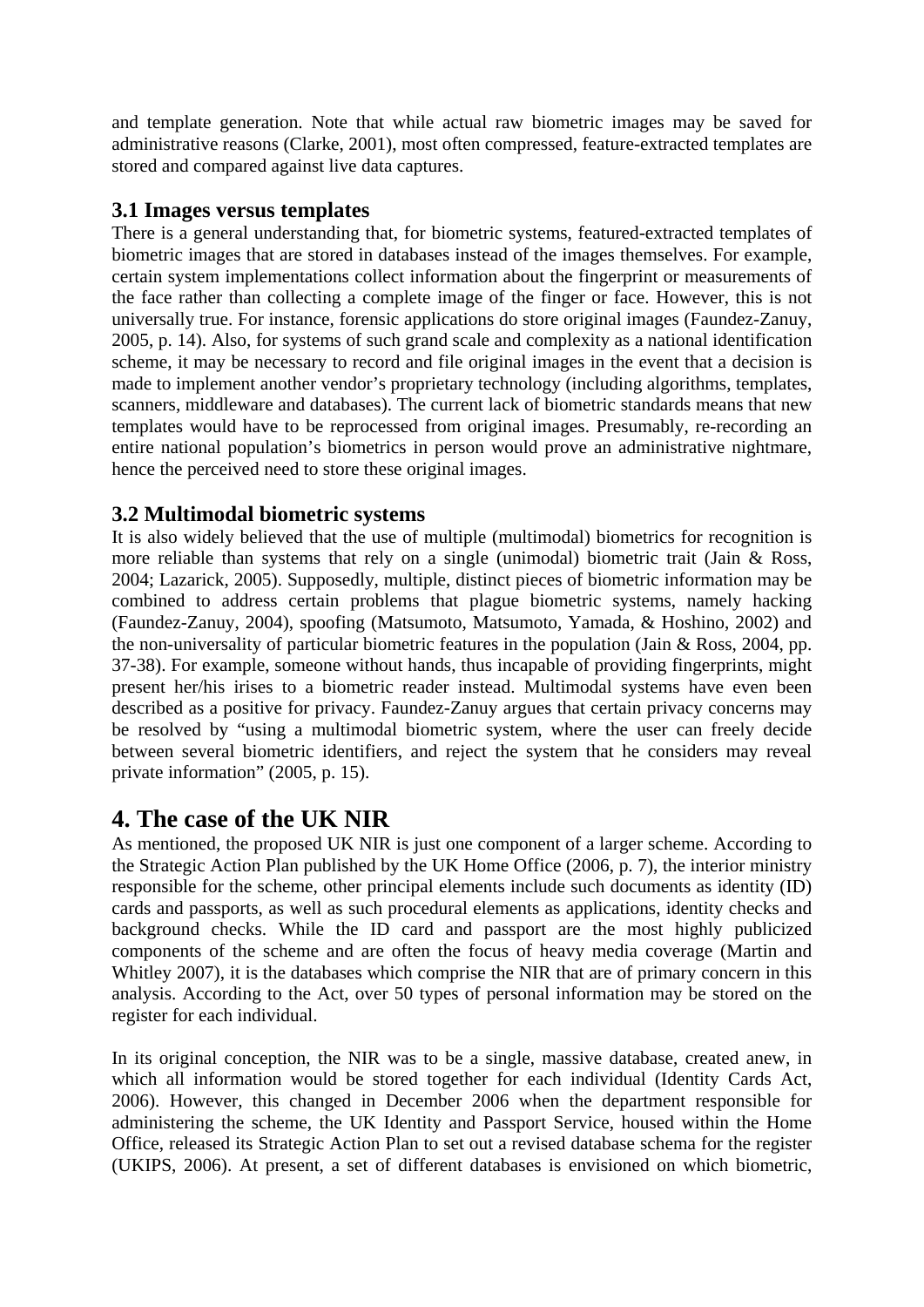and template generation. Note that while actual raw biometric images may be saved for administrative reasons (Clarke, 2001), most often compressed, feature-extracted templates are stored and compared against live data captures.

### 3.1 Images versus templates

There is a general understanding that, for biometric systems, featured-extracted templates of biometric images that are stored in databases instead of the images themselves. For example, certain system implementations collect information about the fingerprint or measurements of the face rather than collecting a complete image of the finger or face. However, this is not universally true. For instance, forensic applications do store original images (Faundez-Zanuy, 2005, p. 14). Also, for systems of such grand scale and complexity as a national identification scheme, it may be necessary to record and file original images in the event that a decision is made to implement another vendor's proprietary technology (including algorithms, templates, scanners, middleware and databases). The current lack of biometric standards means that new templates would have to be reprocessed from original images. Presumably, re-recording an entire national population's biometrics in person would prove an administrative nightmare, hence the perceived need to store these original images.

### 3.2 Multimodal biometric systems

It is also widely believed that the use of multiple (multimodal) biometrics for recognition is more reliable than systems that rely on a single (unimodal) biometric trait (Jain & Ross, 2004; Lazarick, 2005). Supposedly, multiple, distinct pieces of biometric information may be combined to address certain problems that plague biometric systems, namely hacking (Faundez-Zanuy, 2004), spoofing (Matsumoto, Matsumoto, Yamada, & Hoshino, 2002) and the non-universality of particular biometric features in the population (Jain & Ross, 2004, pp. 37-38). For example, someone without hands, thus incapable of providing fingerprints, might present her/his irises to a biometric reader instead. Multimodal systems have even been described as a positive for privacy. Faundez-Zanuy argues that certain privacy concerns may be resolved by "using a multimodal biometric system, where the user can freely decide between several biometric identifiers, and reject the system that he considers may reveal private information" (2005, p. 15).

## 4. The case of the UK NIR

As mentioned, the proposed UK NIR is just one component of a larger scheme. According to the Strategic Action Plan published by the UK Home Office (2006, p. 7), the interior ministry responsible for the scheme, other principal elements include such documents as identity (ID) cards and passports, as well as such procedural elements as applications, identity checks and background checks. While the ID card and passport are the most highly publicized components of the scheme and are often the focus of heavy media coverage (Martin and Whitley 2007), it is the databases which comprise the NIR that are of primary concern in this analysis. According to the Act, over 50 types of personal information may be stored on the register for each individual.

In its original conception, the NIR was to be a single, massive database, created anew, in which all information would be stored together for each individual (Identity Cards Act, 2006). However, this changed in December 2006 when the department responsible for administering the scheme, the UK Identity and Passport Service, housed within the Home Office, released its Strategic Action Plan to set out a revised database schema for the register (UKIPS, 2006). At present, a set of different databases is envisioned on which biometric,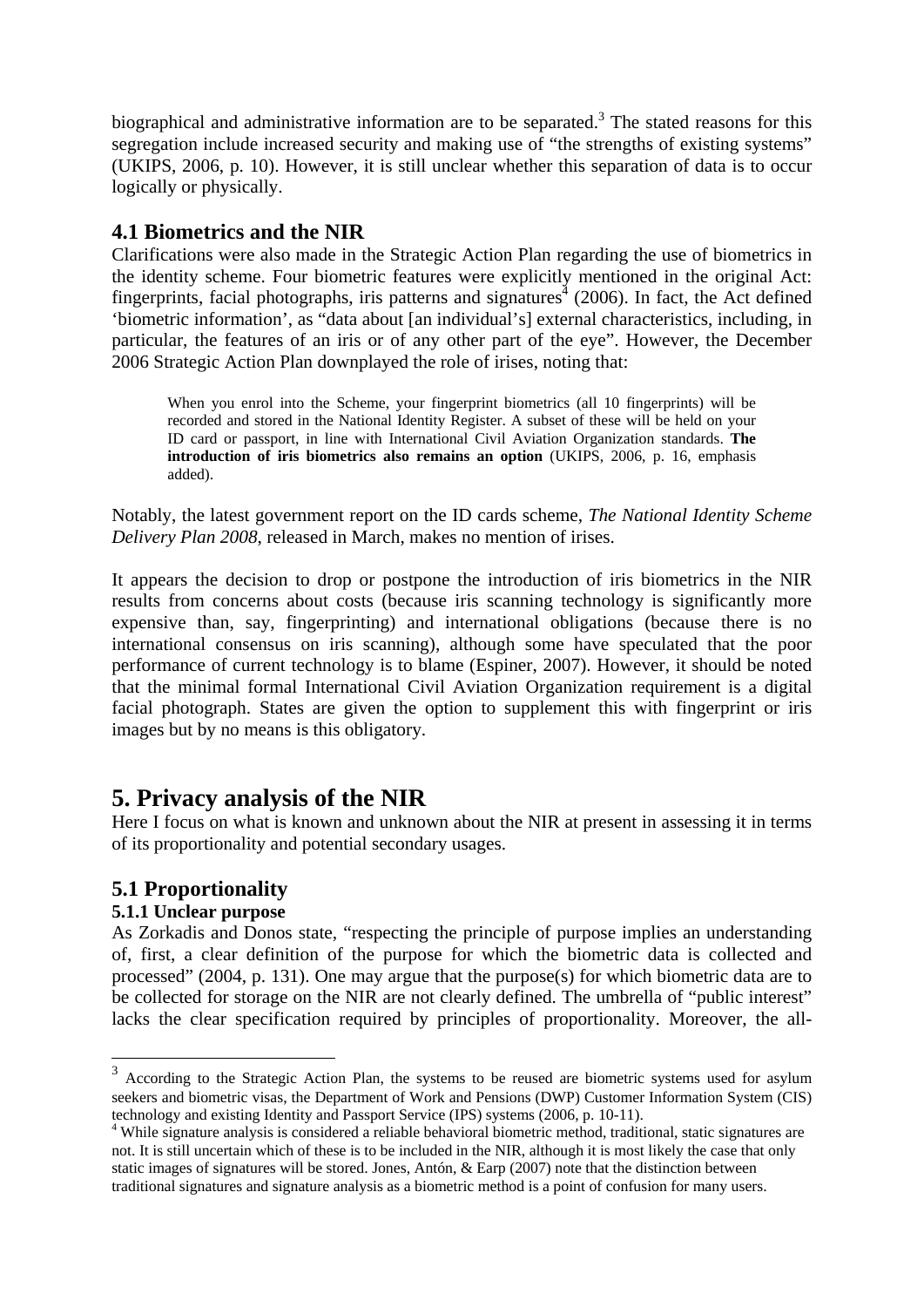biographical and administrative information are to be separated.[3] The stated reasons for this segregation include increased security and making use of "the strengths of existing systems" (UKIPS, 2006, p. 10). However, it is still unclear whether this separation of data is to occur logically or physically.

### 4.1 Biometrics and the NIR

Clarifications were also made in the Strategic Action Plan regarding the use of biometrics in the identity scheme. Four biometric features were explicitly mentioned in the original Act: fingerprints, facial photographs, iris patterns and signatures[4] (2006). In fact, the Act defined 'biometric information', as "data about [an individual's] external characteristics, including, in particular, the features of an iris or of any other part of the eye". However, the December 2006 Strategic Action Plan downplayed the role of irises, noting that:

> When you enrol into the Scheme, your fingerprint biometrics (all 10 fingerprints) will be recorded and stored in the National Identity Register. A subset of these will be held on your ID card or passport, in line with International Civil Aviation Organization standards. **The introduction of iris biometrics also remains an option** (UKIPS, 2006, p. 16, emphasis added).

Notably, the latest government report on the ID cards scheme, *The National Identity Scheme Delivery Plan 2008*, released in March, makes no mention of irises.

It appears the decision to drop or postpone the introduction of iris biometrics in the NIR results from concerns about costs (because iris scanning technology is significantly more expensive than, say, fingerprinting) and international obligations (because there is no international consensus on iris scanning), although some have speculated that the poor performance of current technology is to blame (Espiner, 2007). However, it should be noted that the minimal formal International Civil Aviation Organization requirement is a digital facial photograph. States are given the option to supplement this with fingerprint or iris images but by no means is this obligatory.

## 5. Privacy analysis of the NIR

Here I focus on what is known and unknown about the NIR at present in assessing it in terms of its proportionality and potential secondary usages.

### 5.1 Proportionality

#### 5.1.1 Unclear purpose

As Zorkadis and Donos state, "respecting the principle of purpose implies an understanding of, first, a clear definition of the purpose for which the biometric data is collected and processed" (2004, p. 131). One may argue that the purpose(s) for which biometric data are to be collected for storage on the NIR are not clearly defined. The umbrella of "public interest" lacks the clear specification required by principles of proportionality. Moreover, the all-

---

[3] According to the Strategic Action Plan, the systems to be reused are biometric systems used for asylum seekers and biometric visas, the Department of Work and Pensions (DWP) Customer Information System (CIS) technology and existing Identity and Passport Service (IPS) systems (2006, p. 10-11).

[4] While signature analysis is considered a reliable behavioral biometric method, traditional, static signatures are not. It is still uncertain which of these is to be included in the NIR, although it is most likely the case that only static images of signatures will be stored. Jones, Antón, & Earp (2007) note that the distinction between traditional signatures and signature analysis as a biometric method is a point of confusion for many users.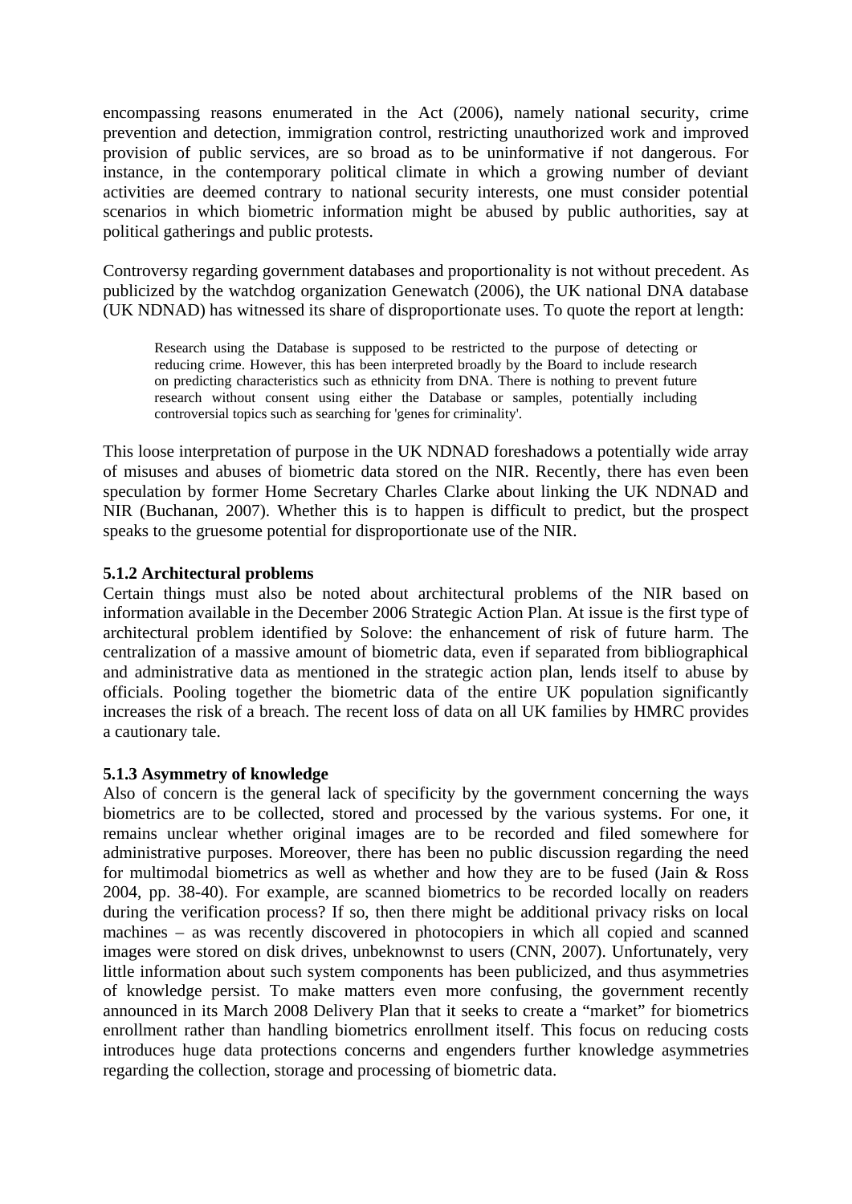encompassing reasons enumerated in the Act (2006), namely national security, crime prevention and detection, immigration control, restricting unauthorized work and improved provision of public services, are so broad as to be uninformative if not dangerous. For instance, in the contemporary political climate in which a growing number of deviant activities are deemed contrary to national security interests, one must consider potential scenarios in which biometric information might be abused by public authorities, say at political gatherings and public protests.

Controversy regarding government databases and proportionality is not without precedent. As publicized by the watchdog organization Genewatch (2006), the UK national DNA database (UK NDNAD) has witnessed its share of disproportionate uses. To quote the report at length:

> Research using the Database is supposed to be restricted to the purpose of detecting or reducing crime. However, this has been interpreted broadly by the Board to include research on predicting characteristics such as ethnicity from DNA. There is nothing to prevent future research without consent using either the Database or samples, potentially including controversial topics such as searching for 'genes for criminality'.

This loose interpretation of purpose in the UK NDNAD foreshadows a potentially wide array of misuses and abuses of biometric data stored on the NIR. Recently, there has even been speculation by former Home Secretary Charles Clarke about linking the UK NDNAD and NIR (Buchanan, 2007). Whether this is to happen is difficult to predict, but the prospect speaks to the gruesome potential for disproportionate use of the NIR.

### 5.1.2 Architectural problems

Certain things must also be noted about architectural problems of the NIR based on information available in the December 2006 Strategic Action Plan. At issue is the first type of architectural problem identified by Solove: the enhancement of risk of future harm. The centralization of a massive amount of biometric data, even if separated from bibliographical and administrative data as mentioned in the strategic action plan, lends itself to abuse by officials. Pooling together the biometric data of the entire UK population significantly increases the risk of a breach. The recent loss of data on all UK families by HMRC provides a cautionary tale.

### 5.1.3 Asymmetry of knowledge

Also of concern is the general lack of specificity by the government concerning the ways biometrics are to be collected, stored and processed by the various systems. For one, it remains unclear whether original images are to be recorded and filed somewhere for administrative purposes. Moreover, there has been no public discussion regarding the need for multimodal biometrics as well as whether and how they are to be fused (Jain & Ross 2004, pp. 38-40). For example, are scanned biometrics to be recorded locally on readers during the verification process? If so, then there might be additional privacy risks on local machines – as was recently discovered in photocopiers in which all copied and scanned images were stored on disk drives, unbeknownst to users (CNN, 2007). Unfortunately, very little information about such system components has been publicized, and thus asymmetries of knowledge persist. To make matters even more confusing, the government recently announced in its March 2008 Delivery Plan that it seeks to create a "market" for biometrics enrollment rather than handling biometrics enrollment itself. This focus on reducing costs introduces huge data protections concerns and engenders further knowledge asymmetries regarding the collection, storage and processing of biometric data.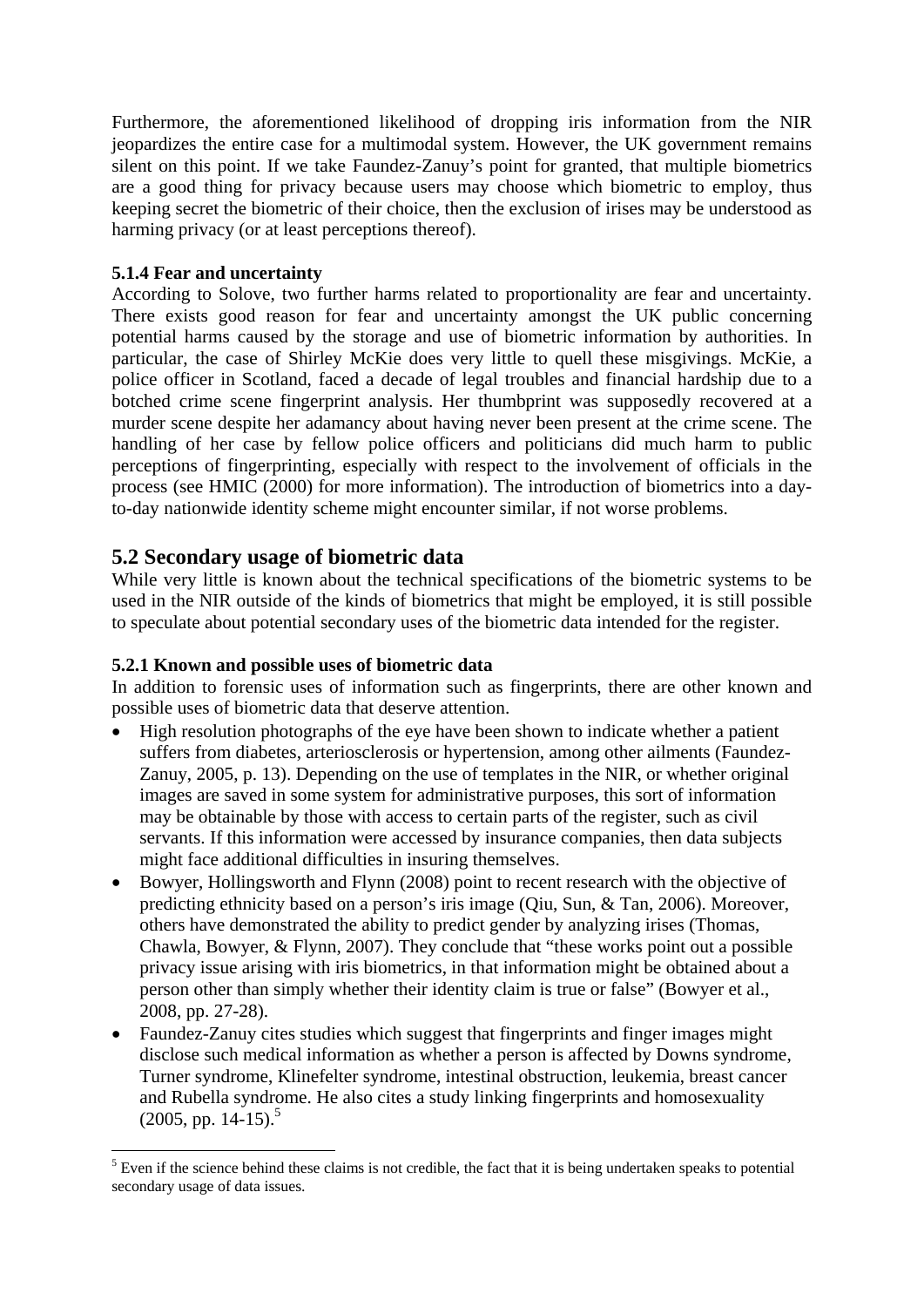Furthermore, the aforementioned likelihood of dropping iris information from the NIR jeopardizes the entire case for a multimodal system. However, the UK government remains silent on this point. If we take Faundez-Zanuy's point for granted, that multiple biometrics are a good thing for privacy because users may choose which biometric to employ, thus keeping secret the biometric of their choice, then the exclusion of irises may be understood as harming privacy (or at least perceptions thereof).

#### 5.1.4 Fear and uncertainty

According to Solove, two further harms related to proportionality are fear and uncertainty. There exists good reason for fear and uncertainty amongst the UK public concerning potential harms caused by the storage and use of biometric information by authorities. In particular, the case of Shirley McKie does very little to quell these misgivings. McKie, a police officer in Scotland, faced a decade of legal troubles and financial hardship due to a botched crime scene fingerprint analysis. Her thumbprint was supposedly recovered at a murder scene despite her adamancy about having never been present at the crime scene. The handling of her case by fellow police officers and politicians did much harm to public perceptions of fingerprinting, especially with respect to the involvement of officials in the process (see HMIC (2000) for more information). The introduction of biometrics into a day-to-day nationwide identity scheme might encounter similar, if not worse problems.

### 5.2 Secondary usage of biometric data

While very little is known about the technical specifications of the biometric systems to be used in the NIR outside of the kinds of biometrics that might be employed, it is still possible to speculate about potential secondary uses of the biometric data intended for the register.

#### 5.2.1 Known and possible uses of biometric data

In addition to forensic uses of information such as fingerprints, there are other known and possible uses of biometric data that deserve attention.

- High resolution photographs of the eye have been shown to indicate whether a patient suffers from diabetes, arteriosclerosis or hypertension, among other ailments (Faundez-Zanuy, 2005, p. 13). Depending on the use of templates in the NIR, or whether original images are saved in some system for administrative purposes, this sort of information may be obtainable by those with access to certain parts of the register, such as civil servants. If this information were accessed by insurance companies, then data subjects might face additional difficulties in insuring themselves.
- Bowyer, Hollingsworth and Flynn (2008) point to recent research with the objective of predicting ethnicity based on a person's iris image (Qiu, Sun, & Tan, 2006). Moreover, others have demonstrated the ability to predict gender by analyzing irises (Thomas, Chawla, Bowyer, & Flynn, 2007). They conclude that "these works point out a possible privacy issue arising with iris biometrics, in that information might be obtained about a person other than simply whether their identity claim is true or false" (Bowyer et al., 2008, pp. 27-28).
- Faundez-Zanuy cites studies which suggest that fingerprints and finger images might disclose such medical information as whether a person is affected by Downs syndrome, Turner syndrome, Klinefelter syndrome, intestinal obstruction, leukemia, breast cancer and Rubella syndrome. He also cites a study linking fingerprints and homosexuality (2005, pp. 14-15).[5]

---

[5] Even if the science behind these claims is not credible, the fact that it is being undertaken speaks to potential secondary usage of data issues.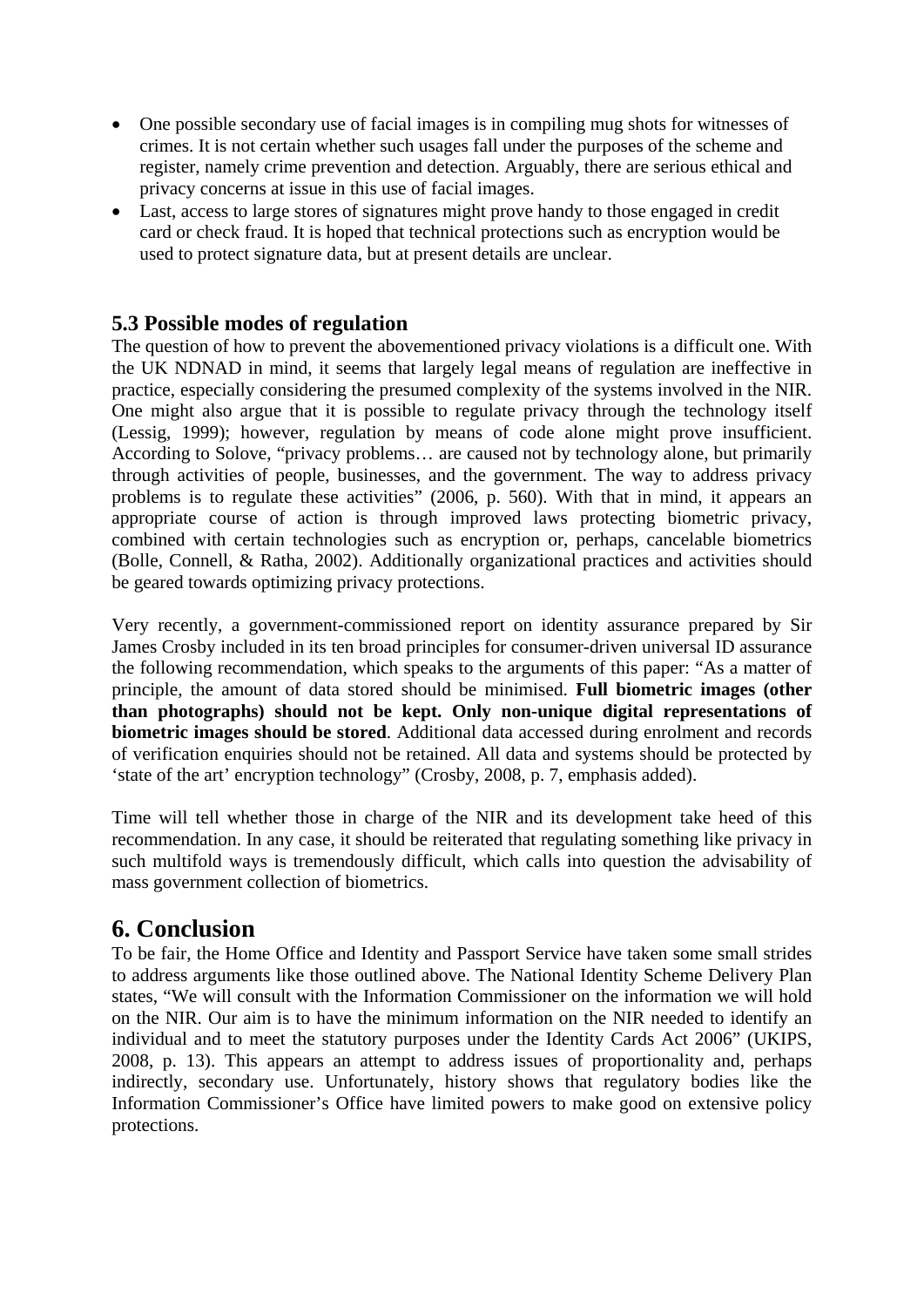- One possible secondary use of facial images is in compiling mug shots for witnesses of crimes. It is not certain whether such usages fall under the purposes of the scheme and register, namely crime prevention and detection. Arguably, there are serious ethical and privacy concerns at issue in this use of facial images.
- Last, access to large stores of signatures might prove handy to those engaged in credit card or check fraud. It is hoped that technical protections such as encryption would be used to protect signature data, but at present details are unclear.

### 5.3 Possible modes of regulation

The question of how to prevent the abovementioned privacy violations is a difficult one. With the UK NDNAD in mind, it seems that largely legal means of regulation are ineffective in practice, especially considering the presumed complexity of the systems involved in the NIR. One might also argue that it is possible to regulate privacy through the technology itself (Lessig, 1999); however, regulation by means of code alone might prove insufficient. According to Solove, "privacy problems… are caused not by technology alone, but primarily through activities of people, businesses, and the government. The way to address privacy problems is to regulate these activities" (2006, p. 560). With that in mind, it appears an appropriate course of action is through improved laws protecting biometric privacy, combined with certain technologies such as encryption or, perhaps, cancelable biometrics (Bolle, Connell, & Ratha, 2002). Additionally organizational practices and activities should be geared towards optimizing privacy protections.

Very recently, a government-commissioned report on identity assurance prepared by Sir James Crosby included in its ten broad principles for consumer-driven universal ID assurance the following recommendation, which speaks to the arguments of this paper: "As a matter of principle, the amount of data stored should be minimised. **Full biometric images (other than photographs) should not be kept. Only non-unique digital representations of biometric images should be stored**. Additional data accessed during enrolment and records of verification enquiries should not be retained. All data and systems should be protected by 'state of the art' encryption technology" (Crosby, 2008, p. 7, emphasis added).

Time will tell whether those in charge of the NIR and its development take heed of this recommendation. In any case, it should be reiterated that regulating something like privacy in such multifold ways is tremendously difficult, which calls into question the advisability of mass government collection of biometrics.

## 6. Conclusion

To be fair, the Home Office and Identity and Passport Service have taken some small strides to address arguments like those outlined above. The National Identity Scheme Delivery Plan states, "We will consult with the Information Commissioner on the information we will hold on the NIR. Our aim is to have the minimum information on the NIR needed to identify an individual and to meet the statutory purposes under the Identity Cards Act 2006" (UKIPS, 2008, p. 13). This appears an attempt to address issues of proportionality and, perhaps indirectly, secondary use. Unfortunately, history shows that regulatory bodies like the Information Commissioner's Office have limited powers to make good on extensive policy protections.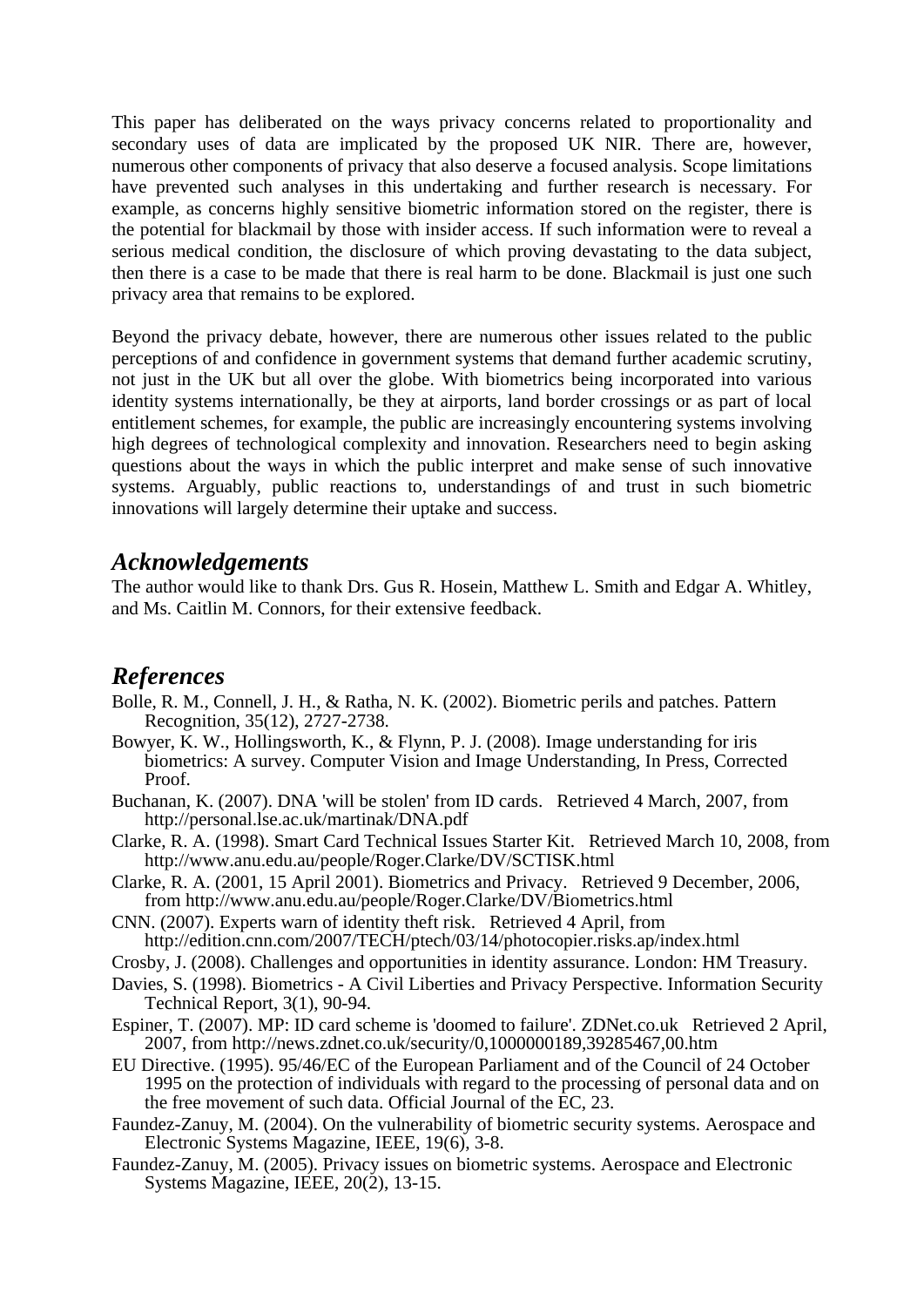This paper has deliberated on the ways privacy concerns related to proportionality and secondary uses of data are implicated by the proposed UK NIR. There are, however, numerous other components of privacy that also deserve a focused analysis. Scope limitations have prevented such analyses in this undertaking and further research is necessary. For example, as concerns highly sensitive biometric information stored on the register, there is the potential for blackmail by those with insider access. If such information were to reveal a serious medical condition, the disclosure of which proving devastating to the data subject, then there is a case to be made that there is real harm to be done. Blackmail is just one such privacy area that remains to be explored.

Beyond the privacy debate, however, there are numerous other issues related to the public perceptions of and confidence in government systems that demand further academic scrutiny, not just in the UK but all over the globe. With biometrics being incorporated into various identity systems internationally, be they at airports, land border crossings or as part of local entitlement schemes, for example, the public are increasingly encountering systems involving high degrees of technological complexity and innovation. Researchers need to begin asking questions about the ways in which the public interpret and make sense of such innovative systems. Arguably, public reactions to, understandings of and trust in such biometric innovations will largely determine their uptake and success.

## *Acknowledgements*

The author would like to thank Drs. Gus R. Hosein, Matthew L. Smith and Edgar A. Whitley, and Ms. Caitlin M. Connors, for their extensive feedback.

## *References*

Bolle, R. M., Connell, J. H., & Ratha, N. K. (2002). Biometric perils and patches. Pattern Recognition, 35(12), 2727-2738.

Bowyer, K. W., Hollingsworth, K., & Flynn, P. J. (2008). Image understanding for iris biometrics: A survey. Computer Vision and Image Understanding, In Press, Corrected Proof.

Buchanan, K. (2007). DNA 'will be stolen' from ID cards. Retrieved 4 March, 2007, from http://personal.lse.ac.uk/martinak/DNA.pdf

Clarke, R. A. (1998). Smart Card Technical Issues Starter Kit. Retrieved March 10, 2008, from http://www.anu.edu.au/people/Roger.Clarke/DV/SCTISK.html

Clarke, R. A. (2001, 15 April 2001). Biometrics and Privacy. Retrieved 9 December, 2006, from http://www.anu.edu.au/people/Roger.Clarke/DV/Biometrics.html

CNN. (2007). Experts warn of identity theft risk. Retrieved 4 April, from http://edition.cnn.com/2007/TECH/ptech/03/14/photocopier.risks.ap/index.html

Crosby, J. (2008). Challenges and opportunities in identity assurance. London: HM Treasury.

Davies, S. (1998). Biometrics - A Civil Liberties and Privacy Perspective. Information Security Technical Report, 3(1), 90-94.

Espiner, T. (2007). MP: ID card scheme is 'doomed to failure'. ZDNet.co.uk Retrieved 2 April, 2007, from http://news.zdnet.co.uk/security/0,1000000189,39285467,00.htm

EU Directive. (1995). 95/46/EC of the European Parliament and of the Council of 24 October 1995 on the protection of individuals with regard to the processing of personal data and on the free movement of such data. Official Journal of the EC, 23.

Faundez-Zanuy, M. (2004). On the vulnerability of biometric security systems. Aerospace and Electronic Systems Magazine, IEEE, 19(6), 3-8.

Faundez-Zanuy, M. (2005). Privacy issues on biometric systems. Aerospace and Electronic Systems Magazine, IEEE, 20(2), 13-15.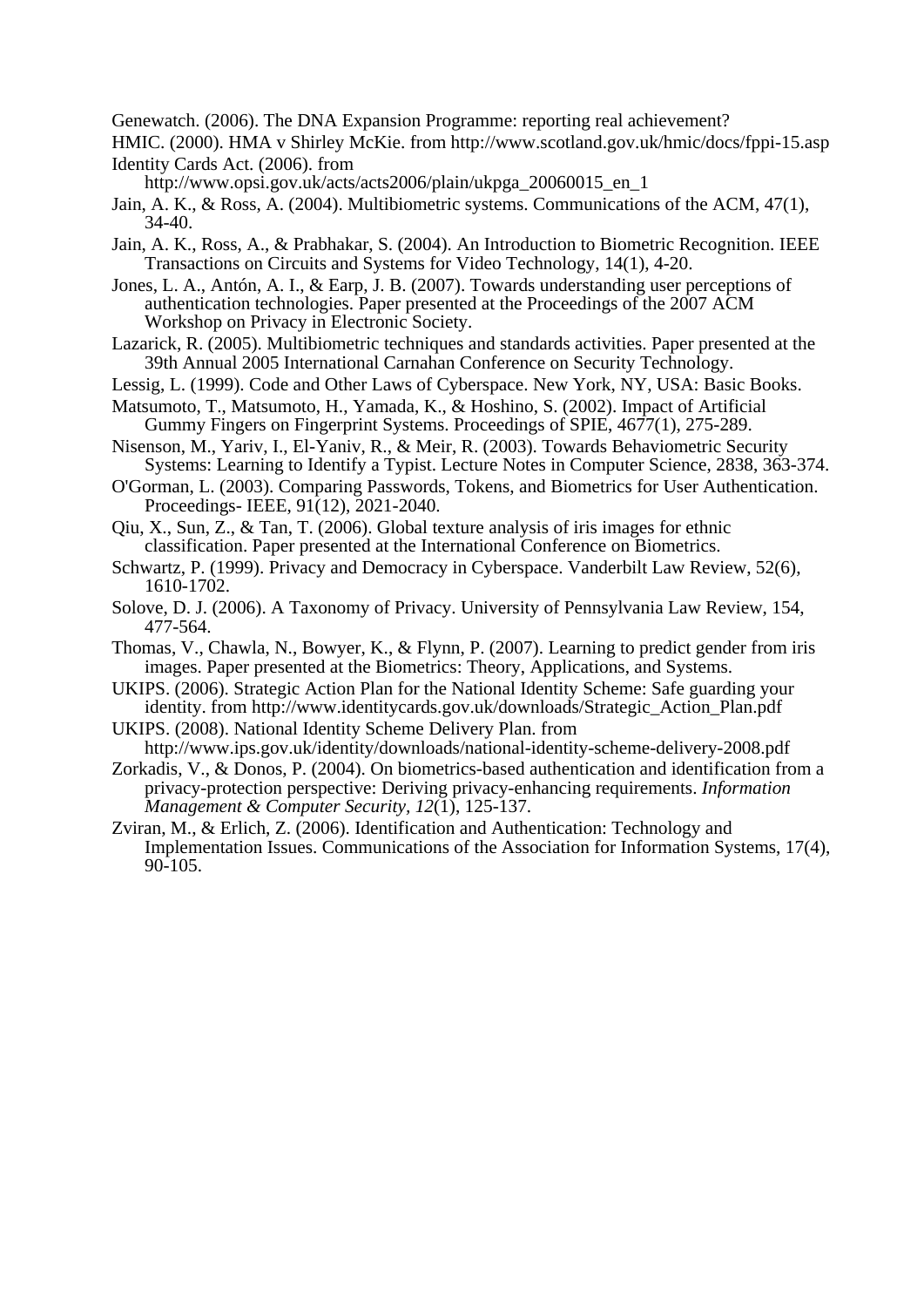Genewatch. (2006). The DNA Expansion Programme: reporting real achievement?

HMIC. (2000). HMA v Shirley McKie. from http://www.scotland.gov.uk/hmic/docs/fppi-15.asp

Identity Cards Act. (2006). from http://www.opsi.gov.uk/acts/acts2006/plain/ukpga_20060015_en_1

Jain, A. K., & Ross, A. (2004). Multibiometric systems. Communications of the ACM, 47(1), 34-40.

Jain, A. K., Ross, A., & Prabhakar, S. (2004). An Introduction to Biometric Recognition. IEEE Transactions on Circuits and Systems for Video Technology, 14(1), 4-20.

Jones, L. A., Antón, A. I., & Earp, J. B. (2007). Towards understanding user perceptions of authentication technologies. Paper presented at the Proceedings of the 2007 ACM Workshop on Privacy in Electronic Society.

Lazarick, R. (2005). Multibiometric techniques and standards activities. Paper presented at the 39th Annual 2005 International Carnahan Conference on Security Technology.

Lessig, L. (1999). Code and Other Laws of Cyberspace. New York, NY, USA: Basic Books.

Matsumoto, T., Matsumoto, H., Yamada, K., & Hoshino, S. (2002). Impact of Artificial Gummy Fingers on Fingerprint Systems. Proceedings of SPIE, 4677(1), 275-289.

Nisenson, M., Yariv, I., El-Yaniv, R., & Meir, R. (2003). Towards Behaviometric Security Systems: Learning to Identify a Typist. Lecture Notes in Computer Science, 2838, 363-374.

O'Gorman, L. (2003). Comparing Passwords, Tokens, and Biometrics for User Authentication. Proceedings- IEEE, 91(12), 2021-2040.

Qiu, X., Sun, Z., & Tan, T. (2006). Global texture analysis of iris images for ethnic classification. Paper presented at the International Conference on Biometrics.

Schwartz, P. (1999). Privacy and Democracy in Cyberspace. Vanderbilt Law Review, 52(6), 1610-1702.

Solove, D. J. (2006). A Taxonomy of Privacy. University of Pennsylvania Law Review, 154, 477-564.

Thomas, V., Chawla, N., Bowyer, K., & Flynn, P. (2007). Learning to predict gender from iris images. Paper presented at the Biometrics: Theory, Applications, and Systems.

UKIPS. (2006). Strategic Action Plan for the National Identity Scheme: Safe guarding your identity. from http://www.identitycards.gov.uk/downloads/Strategic_Action_Plan.pdf

UKIPS. (2008). National Identity Scheme Delivery Plan. from http://www.ips.gov.uk/identity/downloads/national-identity-scheme-delivery-2008.pdf

Zorkadis, V., & Donos, P. (2004). On biometrics-based authentication and identification from a privacy-protection perspective: Deriving privacy-enhancing requirements. *Information Management & Computer Security, 12*(1), 125-137.

Zviran, M., & Erlich, Z. (2006). Identification and Authentication: Technology and Implementation Issues. Communications of the Association for Information Systems, 17(4), 90-105.